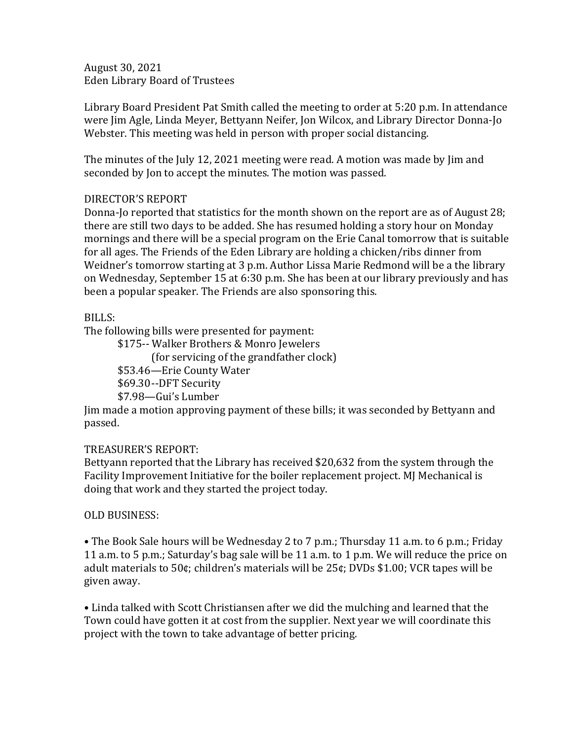August 30, 2021
Eden Library Board of Trustees

Library Board President Pat Smith called the meeting to order at 5:20 p.m. In attendance were Jim Agle, Linda Meyer, Bettyann Neifer, Jon Wilcox, and Library Director Donna-Jo Webster. This meeting was held in person with proper social distancing.

The minutes of the July 12, 2021 meeting were read. A motion was made by Jim and seconded by Jon to accept the minutes. The motion was passed.

DIRECTOR'S REPORT
Donna-Jo reported that statistics for the month shown on the report are as of August 28; there are still two days to be added. She has resumed holding a story hour on Monday mornings and there will be a special program on the Erie Canal tomorrow that is suitable for all ages. The Friends of the Eden Library are holding a chicken/ribs dinner from Weidner's tomorrow starting at 3 p.m. Author Lissa Marie Redmond will be a the library on Wednesday, September 15 at 6:30 p.m. She has been at our library previously and has been a popular speaker. The Friends are also sponsoring this.

BILLS:
The following bills were presented for payment:

$175-- Walker Brothers & Monro Jewelers
(for servicing of the grandfather clock)
$53.46—Erie County Water
$69.30--DFT Security
$7.98—Gui's Lumber

Jim made a motion approving payment of these bills; it was seconded by Bettyann and passed.

TREASURER'S REPORT:
Bettyann reported that the Library has received $20,632 from the system through the Facility Improvement Initiative for the boiler replacement project. MJ Mechanical is doing that work and they started the project today.

OLD BUSINESS:

• The Book Sale hours will be Wednesday 2 to 7 p.m.; Thursday 11 a.m. to 6 p.m.; Friday 11 a.m. to 5 p.m.; Saturday's bag sale will be 11 a.m. to 1 p.m. We will reduce the price on adult materials to 50¢; children's materials will be 25¢; DVDs $1.00; VCR tapes will be given away.

• Linda talked with Scott Christiansen after we did the mulching and learned that the Town could have gotten it at cost from the supplier. Next year we will coordinate this project with the town to take advantage of better pricing.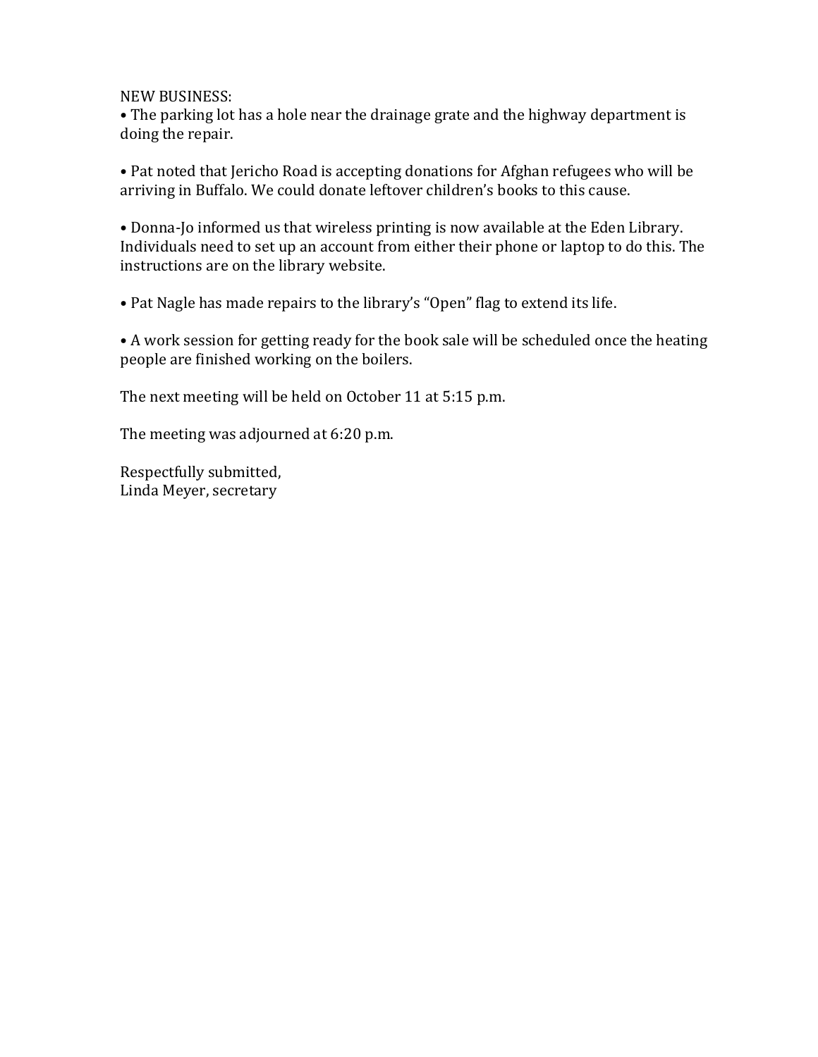NEW BUSINESS:

- The parking lot has a hole near the drainage grate and the highway department is doing the repair.

- Pat noted that Jericho Road is accepting donations for Afghan refugees who will be arriving in Buffalo. We could donate leftover children's books to this cause.

- Donna-Jo informed us that wireless printing is now available at the Eden Library. Individuals need to set up an account from either their phone or laptop to do this. The instructions are on the library website.

- Pat Nagle has made repairs to the library's "Open" flag to extend its life.

- A work session for getting ready for the book sale will be scheduled once the heating people are finished working on the boilers.

The next meeting will be held on October 11 at 5:15 p.m.

The meeting was adjourned at 6:20 p.m.

Respectfully submitted,
Linda Meyer, secretary